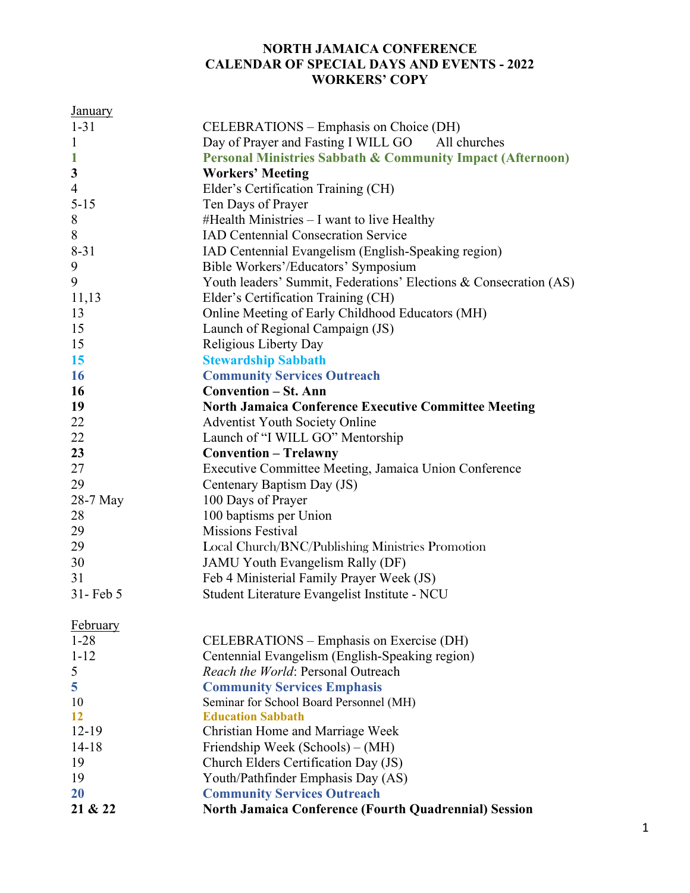**NORTH JAMAICA CONFERENCE**
**CALENDAR OF SPECIAL DAYS AND EVENTS - 2022**
**WORKERS' COPY**

| January | |
|---|---|
| 1-31 | CELEBRATIONS – Emphasis on Choice (DH) |
| 1 | Day of Prayer and Fasting I WILL GO All churches |
| **1** | **Personal Ministries Sabbath & Community Impact (Afternoon)** |
| **3** | **Workers' Meeting** |
| 4 | Elder's Certification Training (CH) |
| 5-15 | Ten Days of Prayer |
| 8 | #Health Ministries – I want to live Healthy |
| 8 | IAD Centennial Consecration Service |
| 8-31 | IAD Centennial Evangelism (English-Speaking region) |
| 9 | Bible Workers'/Educators' Symposium |
| 9 | Youth leaders' Summit, Federations' Elections & Consecration (AS) |
| 11,13 | Elder's Certification Training (CH) |
| 13 | Online Meeting of Early Childhood Educators (MH) |
| 15 | Launch of Regional Campaign (JS) |
| 15 | Religious Liberty Day |
| **15** | **Stewardship Sabbath** |
| **16** | **Community Services Outreach** |
| **16** | **Convention – St. Ann** |
| **19** | **North Jamaica Conference Executive Committee Meeting** |
| 22 | Adventist Youth Society Online |
| 22 | Launch of "I WILL GO" Mentorship |
| **23** | **Convention – Trelawny** |
| 27 | Executive Committee Meeting, Jamaica Union Conference |
| 29 | Centenary Baptism Day (JS) |
| 28-7 May | 100 Days of Prayer |
| 28 | 100 baptisms per Union |
| 29 | Missions Festival |
| 29 | Local Church/BNC/Publishing Ministries Promotion |
| 30 | JAMU Youth Evangelism Rally (DF) |
| 31 | Feb 4 Ministerial Family Prayer Week (JS) |
| 31- Feb 5 | Student Literature Evangelist Institute - NCU |

| February | |
|---|---|
| 1-28 | CELEBRATIONS – Emphasis on Exercise (DH) |
| 1-12 | Centennial Evangelism (English-Speaking region) |
| 5 | *Reach the World*: Personal Outreach |
| **5** | **Community Services Emphasis** |
| 10 | Seminar for School Board Personnel (MH) |
| **12** | **Education Sabbath** |
| 12-19 | Christian Home and Marriage Week |
| 14-18 | Friendship Week (Schools) – (MH) |
| 19 | Church Elders Certification Day (JS) |
| 19 | Youth/Pathfinder Emphasis Day (AS) |
| **20** | **Community Services Outreach** |
| **21 & 22** | **North Jamaica Conference (Fourth Quadrennial) Session** |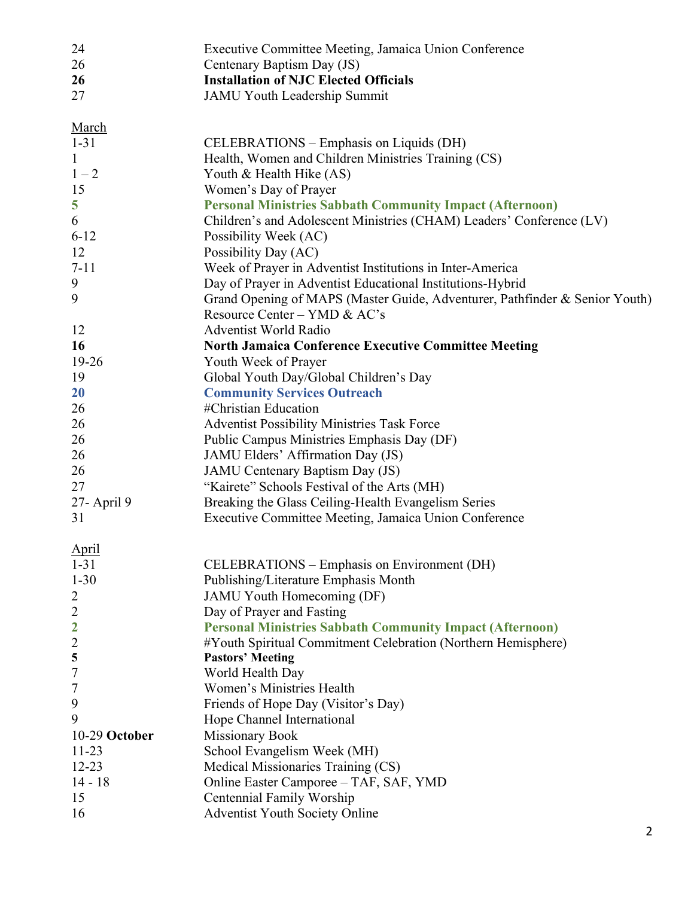| | |
|---|---|
| 24 | Executive Committee Meeting, Jamaica Union Conference |
| 26 | Centenary Baptism Day (JS) |
| **26** | **Installation of NJC Elected Officials** |
| 27 | JAMU Youth Leadership Summit |

March

| | |
|---|---|
| 1-31 | CELEBRATIONS – Emphasis on Liquids (DH) |
| 1 | Health, Women and Children Ministries Training (CS) |
| 1 – 2 | Youth & Health Hike (AS) |
| 15 | Women's Day of Prayer |
| **5** | **Personal Ministries Sabbath Community Impact (Afternoon)** |
| 6 | Children's and Adolescent Ministries (CHAM) Leaders' Conference (LV) |
| 6-12 | Possibility Week (AC) |
| 12 | Possibility Day (AC) |
| 7-11 | Week of Prayer in Adventist Institutions in Inter-America |
| 9 | Day of Prayer in Adventist Educational Institutions-Hybrid |
| 9 | Grand Opening of MAPS (Master Guide, Adventurer, Pathfinder & Senior Youth) Resource Center – YMD & AC's |
| 12 | Adventist World Radio |
| **16** | **North Jamaica Conference Executive Committee Meeting** |
| 19-26 | Youth Week of Prayer |
| 19 | Global Youth Day/Global Children's Day |
| **20** | **Community Services Outreach** |
| 26 | #Christian Education |
| 26 | Adventist Possibility Ministries Task Force |
| 26 | Public Campus Ministries Emphasis Day (DF) |
| 26 | JAMU Elders' Affirmation Day (JS) |
| 26 | JAMU Centenary Baptism Day (JS) |
| 27 | "Kairete" Schools Festival of the Arts (MH) |
| 27- April 9 | Breaking the Glass Ceiling-Health Evangelism Series |
| 31 | Executive Committee Meeting, Jamaica Union Conference |

April

| | |
|---|---|
| 1-31 | CELEBRATIONS – Emphasis on Environment (DH) |
| 1-30 | Publishing/Literature Emphasis Month |
| 2 | JAMU Youth Homecoming (DF) |
| 2 | Day of Prayer and Fasting |
| **2** | **Personal Ministries Sabbath Community Impact (Afternoon)** |
| 2 | #Youth Spiritual Commitment Celebration (Northern Hemisphere) |
| **5** | **Pastors' Meeting** |
| 7 | World Health Day |
| 7 | Women's Ministries Health |
| 9 | Friends of Hope Day (Visitor's Day) |
| 9 | Hope Channel International |
| 10-29 **October** | Missionary Book |
| 11-23 | School Evangelism Week (MH) |
| 12-23 | Medical Missionaries Training (CS) |
| 14 - 18 | Online Easter Camporee – TAF, SAF, YMD |
| 15 | Centennial Family Worship |
| 16 | Adventist Youth Society Online |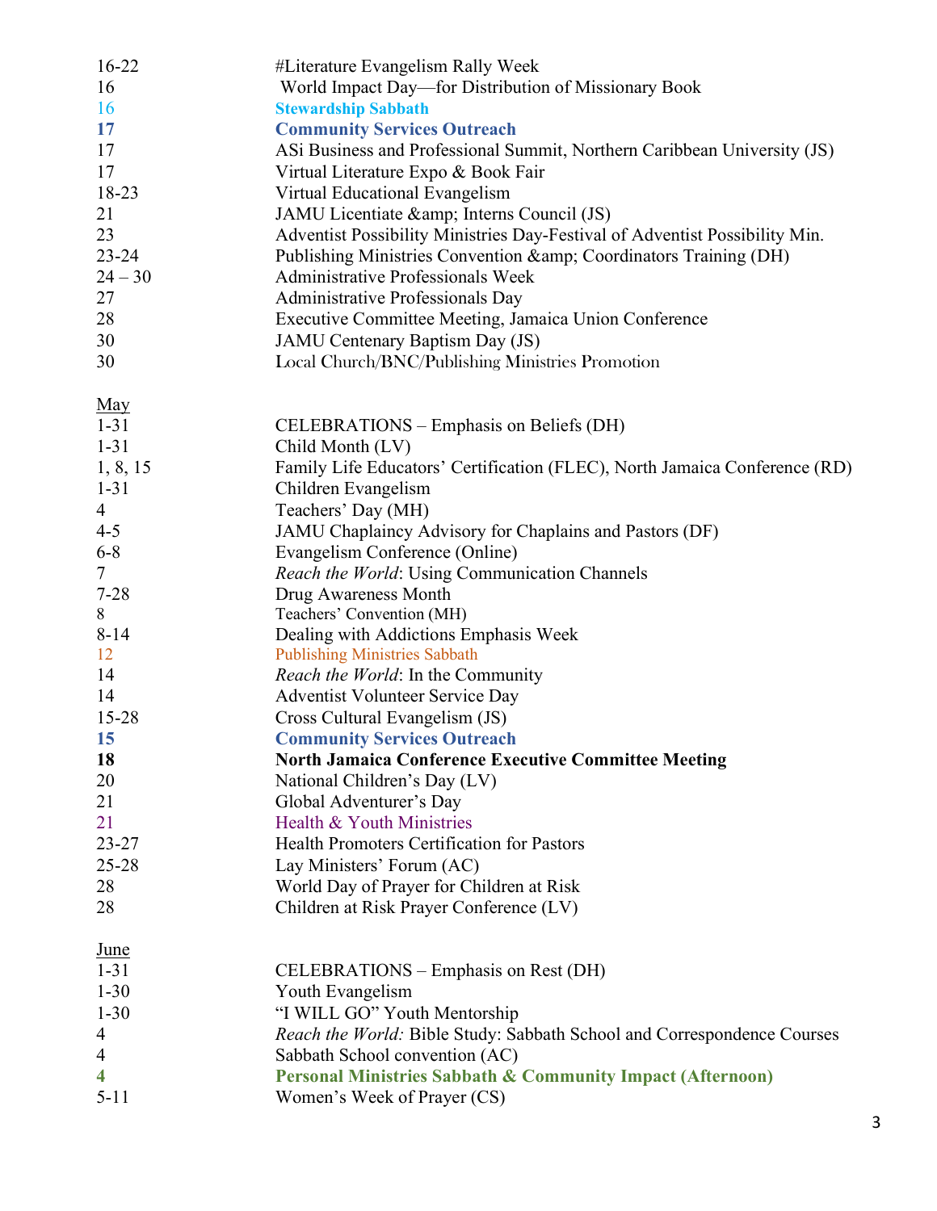| | |
|---|---|
| 16-22 | #Literature Evangelism Rally Week |
| 16 | World Impact Day—for Distribution of Missionary Book |
| 16 | **Stewardship Sabbath** |
| **17** | **Community Services Outreach** |
| 17 | ASi Business and Professional Summit, Northern Caribbean University (JS) |
| 17 | Virtual Literature Expo & Book Fair |
| 18-23 | Virtual Educational Evangelism |
| 21 | JAMU Licentiate &amp; Interns Council (JS) |
| 23 | Adventist Possibility Ministries Day-Festival of Adventist Possibility Min. |
| 23-24 | Publishing Ministries Convention &amp; Coordinators Training (DH) |
| 24 – 30 | Administrative Professionals Week |
| 27 | Administrative Professionals Day |
| 28 | Executive Committee Meeting, Jamaica Union Conference |
| 30 | JAMU Centenary Baptism Day (JS) |
| 30 | Local Church/BNC/Publishing Ministries Promotion |

<u>May</u>

| | |
|---|---|
| 1-31 | CELEBRATIONS – Emphasis on Beliefs (DH) |
| 1-31 | Child Month (LV) |
| 1, 8, 15 | Family Life Educators' Certification (FLEC), North Jamaica Conference (RD) |
| 1-31 | Children Evangelism |
| 4 | Teachers' Day (MH) |
| 4-5 | JAMU Chaplaincy Advisory for Chaplains and Pastors (DF) |
| 6-8 | Evangelism Conference (Online) |
| 7 | *Reach the World*: Using Communication Channels |
| 7-28 | Drug Awareness Month |
| 8 | Teachers' Convention (MH) |
| 8-14 | Dealing with Addictions Emphasis Week |
| 12 | Publishing Ministries Sabbath |
| 14 | *Reach the World*: In the Community |
| 14 | Adventist Volunteer Service Day |
| 15-28 | Cross Cultural Evangelism (JS) |
| **15** | **Community Services Outreach** |
| **18** | **North Jamaica Conference Executive Committee Meeting** |
| 20 | National Children's Day (LV) |
| 21 | Global Adventurer's Day |
| 21 | Health & Youth Ministries |
| 23-27 | Health Promoters Certification for Pastors |
| 25-28 | Lay Ministers' Forum (AC) |
| 28 | World Day of Prayer for Children at Risk |
| 28 | Children at Risk Prayer Conference (LV) |

<u>June</u>

| | |
|---|---|
| 1-31 | CELEBRATIONS – Emphasis on Rest (DH) |
| 1-30 | Youth Evangelism |
| 1-30 | "I WILL GO" Youth Mentorship |
| 4 | *Reach the World:* Bible Study: Sabbath School and Correspondence Courses |
| 4 | Sabbath School convention (AC) |
| **4** | **Personal Ministries Sabbath & Community Impact (Afternoon)** |
| 5-11 | Women's Week of Prayer (CS) |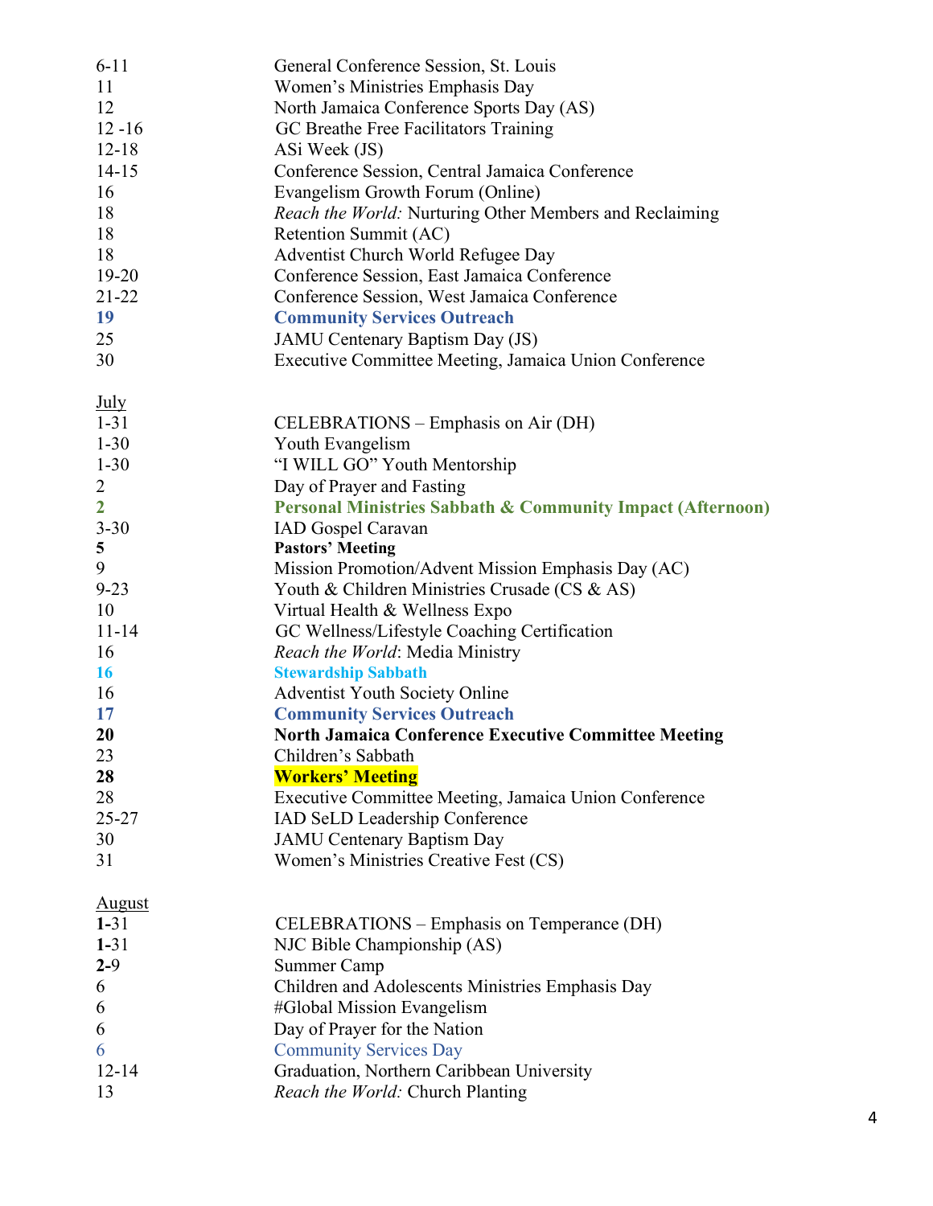| | |
|---|---|
| 6-11 | General Conference Session, St. Louis |
| 11 | Women's Ministries Emphasis Day |
| 12 | North Jamaica Conference Sports Day (AS) |
| 12 -16 | GC Breathe Free Facilitators Training |
| 12-18 | ASi Week (JS) |
| 14-15 | Conference Session, Central Jamaica Conference |
| 16 | Evangelism Growth Forum (Online) |
| 18 | *Reach the World:* Nurturing Other Members and Reclaiming |
| 18 | Retention Summit (AC) |
| 18 | Adventist Church World Refugee Day |
| 19-20 | Conference Session, East Jamaica Conference |
| 21-22 | Conference Session, West Jamaica Conference |
| **19** | **Community Services Outreach** |
| 25 | JAMU Centenary Baptism Day (JS) |
| 30 | Executive Committee Meeting, Jamaica Union Conference |

July

| | |
|---|---|
| 1-31 | CELEBRATIONS – Emphasis on Air (DH) |
| 1-30 | Youth Evangelism |
| 1-30 | "I WILL GO" Youth Mentorship |
| 2 | Day of Prayer and Fasting |
| **2** | **Personal Ministries Sabbath & Community Impact (Afternoon)** |
| 3-30 | IAD Gospel Caravan |
| **5** | **Pastors' Meeting** |
| 9 | Mission Promotion/Advent Mission Emphasis Day (AC) |
| 9-23 | Youth & Children Ministries Crusade (CS & AS) |
| 10 | Virtual Health & Wellness Expo |
| 11-14 | GC Wellness/Lifestyle Coaching Certification |
| 16 | *Reach the World*: Media Ministry |
| **16** | **Stewardship Sabbath** |
| 16 | Adventist Youth Society Online |
| **17** | **Community Services Outreach** |
| **20** | **North Jamaica Conference Executive Committee Meeting** |
| 23 | Children's Sabbath |
| **28** | **Workers' Meeting** |
| 28 | Executive Committee Meeting, Jamaica Union Conference |
| 25-27 | IAD SeLD Leadership Conference |
| 30 | JAMU Centenary Baptism Day |
| 31 | Women's Ministries Creative Fest (CS) |

August

| | |
|---|---|
| **1**-31 | CELEBRATIONS – Emphasis on Temperance (DH) |
| **1**-31 | NJC Bible Championship (AS) |
| **2**-9 | Summer Camp |
| 6 | Children and Adolescents Ministries Emphasis Day |
| 6 | #Global Mission Evangelism |
| 6 | Day of Prayer for the Nation |
| 6 | Community Services Day |
| 12-14 | Graduation, Northern Caribbean University |
| 13 | *Reach the World:* Church Planting |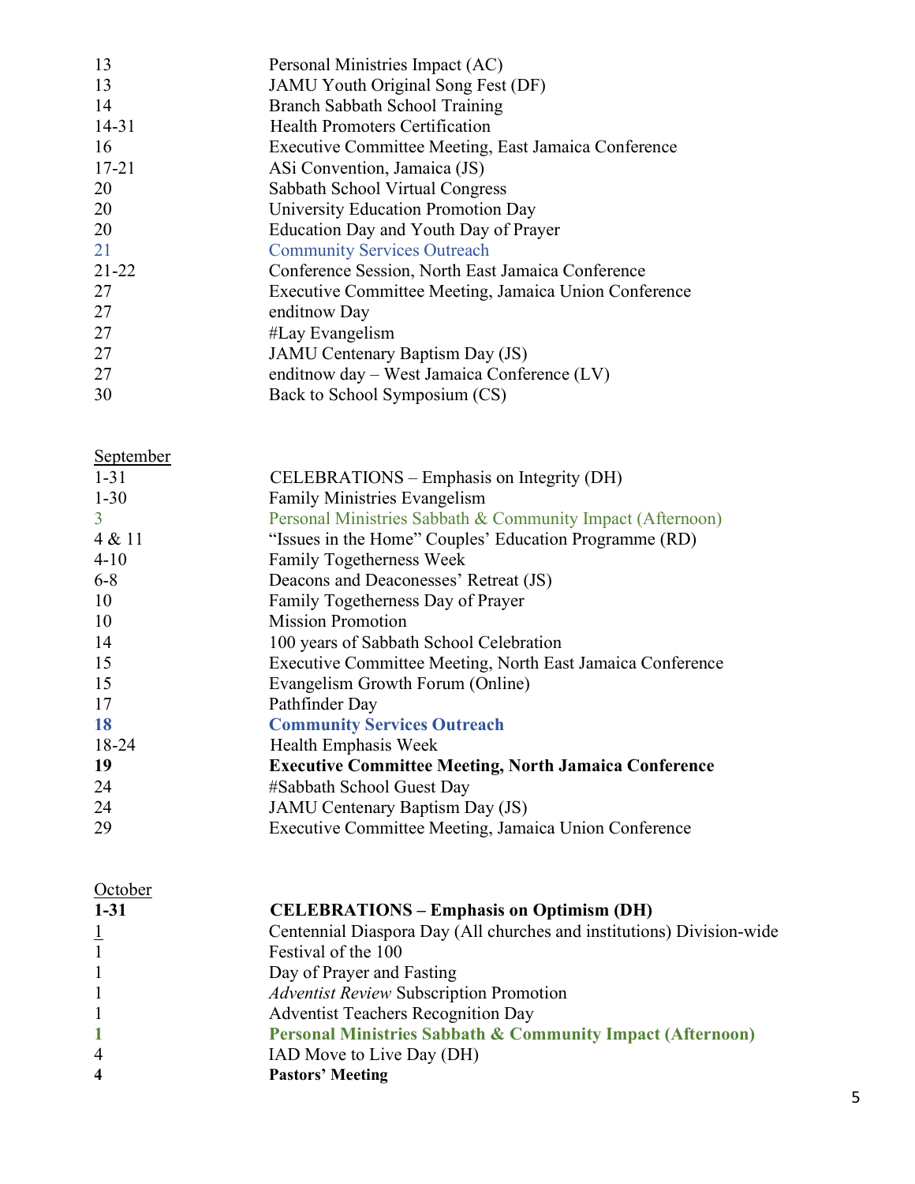| | |
|---|---|
| 13 | Personal Ministries Impact (AC) |
| 13 | JAMU Youth Original Song Fest (DF) |
| 14 | Branch Sabbath School Training |
| 14-31 | Health Promoters Certification |
| 16 | Executive Committee Meeting, East Jamaica Conference |
| 17-21 | ASi Convention, Jamaica (JS) |
| 20 | Sabbath School Virtual Congress |
| 20 | University Education Promotion Day |
| 20 | Education Day and Youth Day of Prayer |
| 21 | Community Services Outreach |
| 21-22 | Conference Session, North East Jamaica Conference |
| 27 | Executive Committee Meeting, Jamaica Union Conference |
| 27 | enditnow Day |
| 27 | #Lay Evangelism |
| 27 | JAMU Centenary Baptism Day (JS) |
| 27 | enditnow day – West Jamaica Conference (LV) |
| 30 | Back to School Symposium (CS) |

September

| | |
|---|---|
| 1-31 | CELEBRATIONS – Emphasis on Integrity (DH) |
| 1-30 | Family Ministries Evangelism |
| 3 | Personal Ministries Sabbath & Community Impact (Afternoon) |
| 4 & 11 | "Issues in the Home" Couples' Education Programme (RD) |
| 4-10 | Family Togetherness Week |
| 6-8 | Deacons and Deaconesses' Retreat (JS) |
| 10 | Family Togetherness Day of Prayer |
| 10 | Mission Promotion |
| 14 | 100 years of Sabbath School Celebration |
| 15 | Executive Committee Meeting, North East Jamaica Conference |
| 15 | Evangelism Growth Forum (Online) |
| 17 | Pathfinder Day |
| **18** | **Community Services Outreach** |
| 18-24 | Health Emphasis Week |
| **19** | **Executive Committee Meeting, North Jamaica Conference** |
| 24 | #Sabbath School Guest Day |
| 24 | JAMU Centenary Baptism Day (JS) |
| 29 | Executive Committee Meeting, Jamaica Union Conference |

October

| | |
|---|---|
| **1-31** | **CELEBRATIONS – Emphasis on Optimism (DH)** |
| 1 | Centennial Diaspora Day (All churches and institutions) Division-wide |
| 1 | Festival of the 100 |
| 1 | Day of Prayer and Fasting |
| 1 | *Adventist Review* Subscription Promotion |
| 1 | Adventist Teachers Recognition Day |
| **1** | **Personal Ministries Sabbath & Community Impact (Afternoon)** |
| 4 | IAD Move to Live Day (DH) |
| **4** | **Pastors' Meeting** |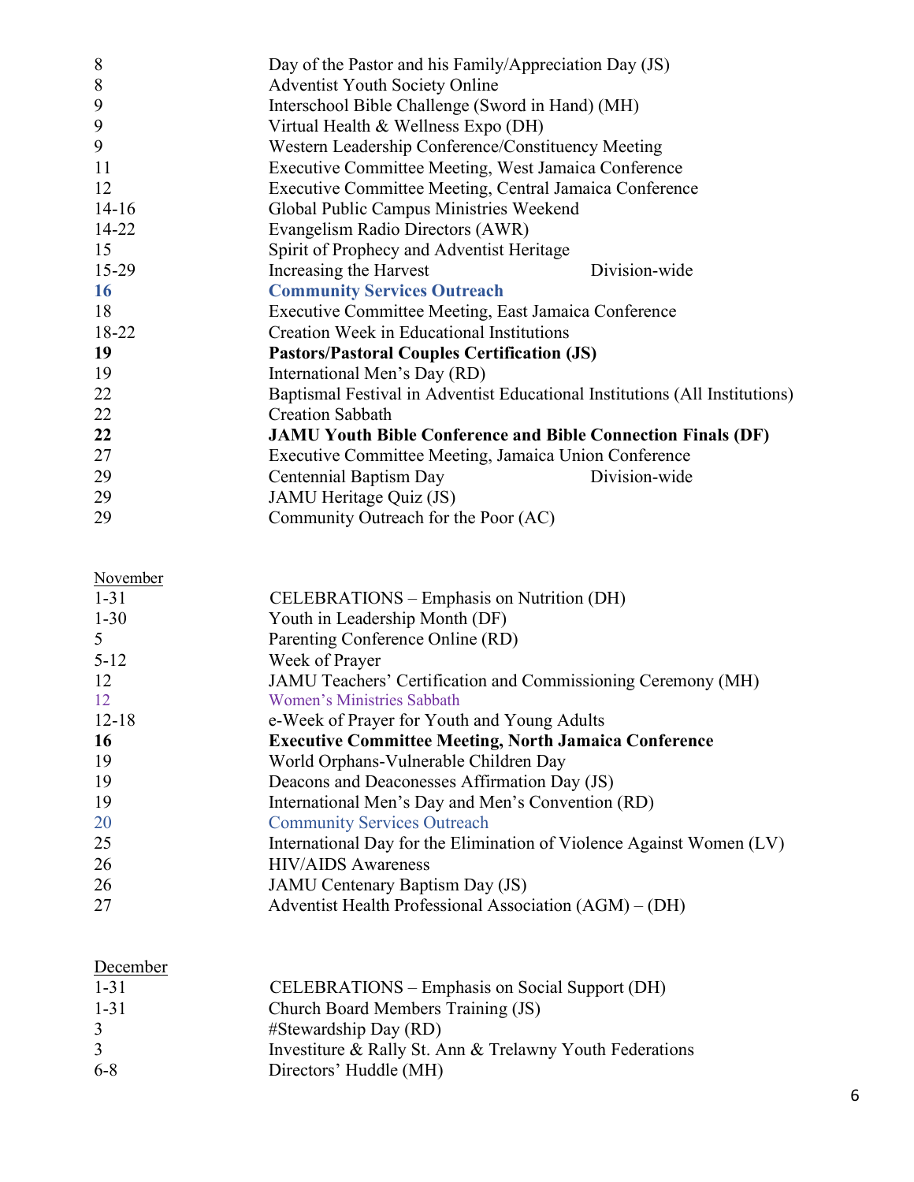| | | |
|---|---|---|
| 8 | Day of the Pastor and his Family/Appreciation Day (JS) | |
| 8 | Adventist Youth Society Online | |
| 9 | Interschool Bible Challenge (Sword in Hand) (MH) | |
| 9 | Virtual Health & Wellness Expo (DH) | |
| 9 | Western Leadership Conference/Constituency Meeting | |
| 11 | Executive Committee Meeting, West Jamaica Conference | |
| 12 | Executive Committee Meeting, Central Jamaica Conference | |
| 14-16 | Global Public Campus Ministries Weekend | |
| 14-22 | Evangelism Radio Directors (AWR) | |
| 15 | Spirit of Prophecy and Adventist Heritage | |
| 15-29 | Increasing the Harvest | Division-wide |
| **16** | **Community Services Outreach** | |
| 18 | Executive Committee Meeting, East Jamaica Conference | |
| 18-22 | Creation Week in Educational Institutions | |
| **19** | **Pastors/Pastoral Couples Certification (JS)** | |
| 19 | International Men's Day (RD) | |
| 22 | Baptismal Festival in Adventist Educational Institutions (All Institutions) | |
| 22 | Creation Sabbath | |
| **22** | **JAMU Youth Bible Conference and Bible Connection Finals (DF)** | |
| 27 | Executive Committee Meeting, Jamaica Union Conference | |
| 29 | Centennial Baptism Day | Division-wide |
| 29 | JAMU Heritage Quiz (JS) | |
| 29 | Community Outreach for the Poor (AC) | |

<u>November</u>

| | |
|---|---|
| 1-31 | CELEBRATIONS – Emphasis on Nutrition (DH) |
| 1-30 | Youth in Leadership Month (DF) |
| 5 | Parenting Conference Online (RD) |
| 5-12 | Week of Prayer |
| 12 | JAMU Teachers' Certification and Commissioning Ceremony (MH) |
| 12 | Women's Ministries Sabbath |
| 12-18 | e-Week of Prayer for Youth and Young Adults |
| **16** | **Executive Committee Meeting, North Jamaica Conference** |
| 19 | World Orphans-Vulnerable Children Day |
| 19 | Deacons and Deaconesses Affirmation Day (JS) |
| 19 | International Men's Day and Men's Convention (RD) |
| 20 | Community Services Outreach |
| 25 | International Day for the Elimination of Violence Against Women (LV) |
| 26 | HIV/AIDS Awareness |
| 26 | JAMU Centenary Baptism Day (JS) |
| 27 | Adventist Health Professional Association (AGM) – (DH) |

<u>December</u>

| | |
|---|---|
| 1-31 | CELEBRATIONS – Emphasis on Social Support (DH) |
| 1-31 | Church Board Members Training (JS) |
| 3 | #Stewardship Day (RD) |
| 3 | Investiture & Rally St. Ann & Trelawny Youth Federations |
| 6-8 | Directors' Huddle (MH) |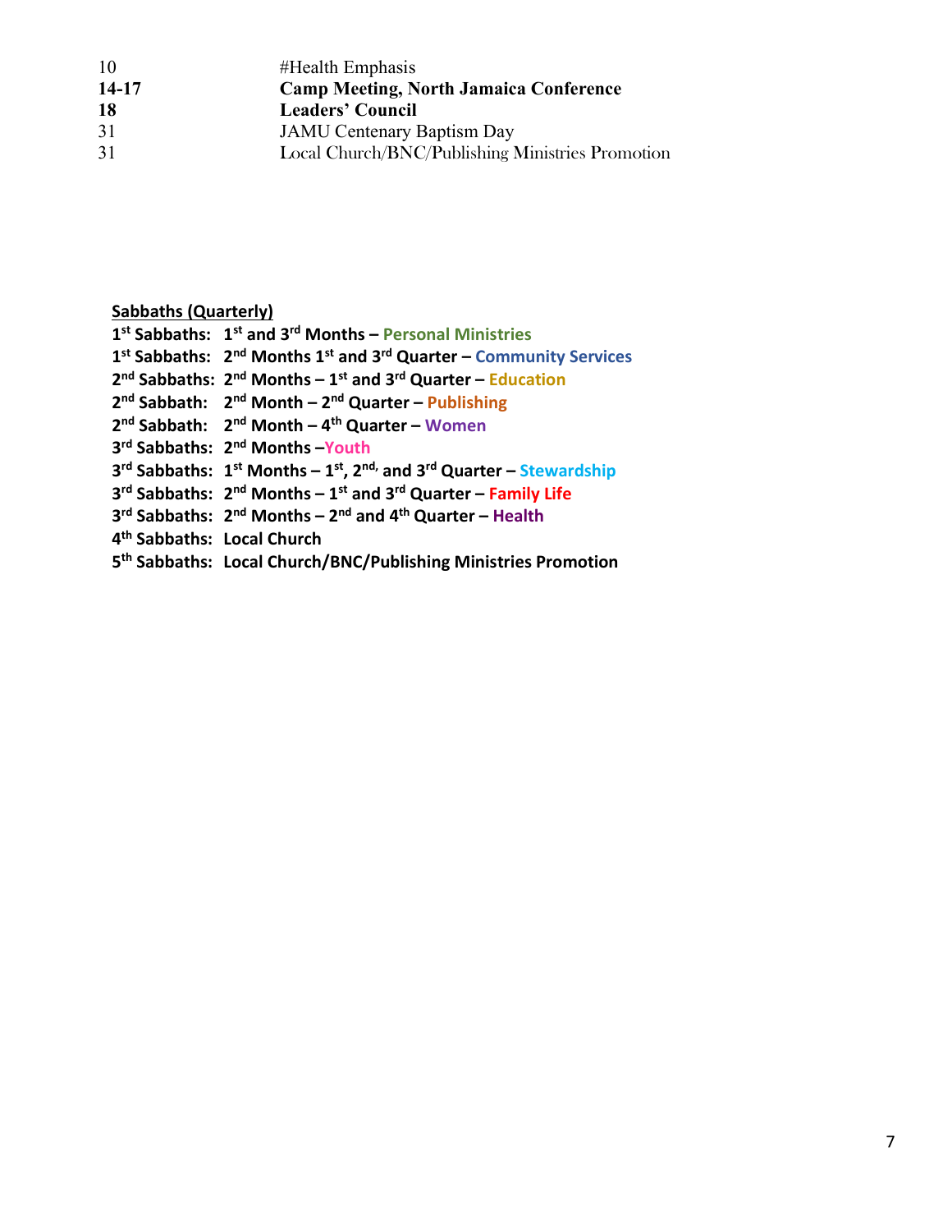| | |
|---|---|
| 10 | #Health Emphasis |
| **14-17** | **Camp Meeting, North Jamaica Conference** |
| **18** | **Leaders' Council** |
| 31 | JAMU Centenary Baptism Day |
| 31 | Local Church/BNC/Publishing Ministries Promotion |

**Sabbaths (Quarterly)**

**1st Sabbaths: 1st and 3rd Months – Personal Ministries**
**1st Sabbaths: 2nd Months 1st and 3rd Quarter – Community Services**
**2nd Sabbaths: 2nd Months – 1st and 3rd Quarter – Education**
**2nd Sabbath: 2nd Month – 2nd Quarter – Publishing**
**2nd Sabbath: 2nd Month – 4th Quarter – Women**
**3rd Sabbaths: 2nd Months –Youth**
**3rd Sabbaths: 1st Months – 1st, 2nd, and 3rd Quarter – Stewardship**
**3rd Sabbaths: 2nd Months – 1st and 3rd Quarter – Family Life**
**3rd Sabbaths: 2nd Months – 2nd and 4th Quarter – Health**
**4th Sabbaths: Local Church**
**5th Sabbaths: Local Church/BNC/Publishing Ministries Promotion**